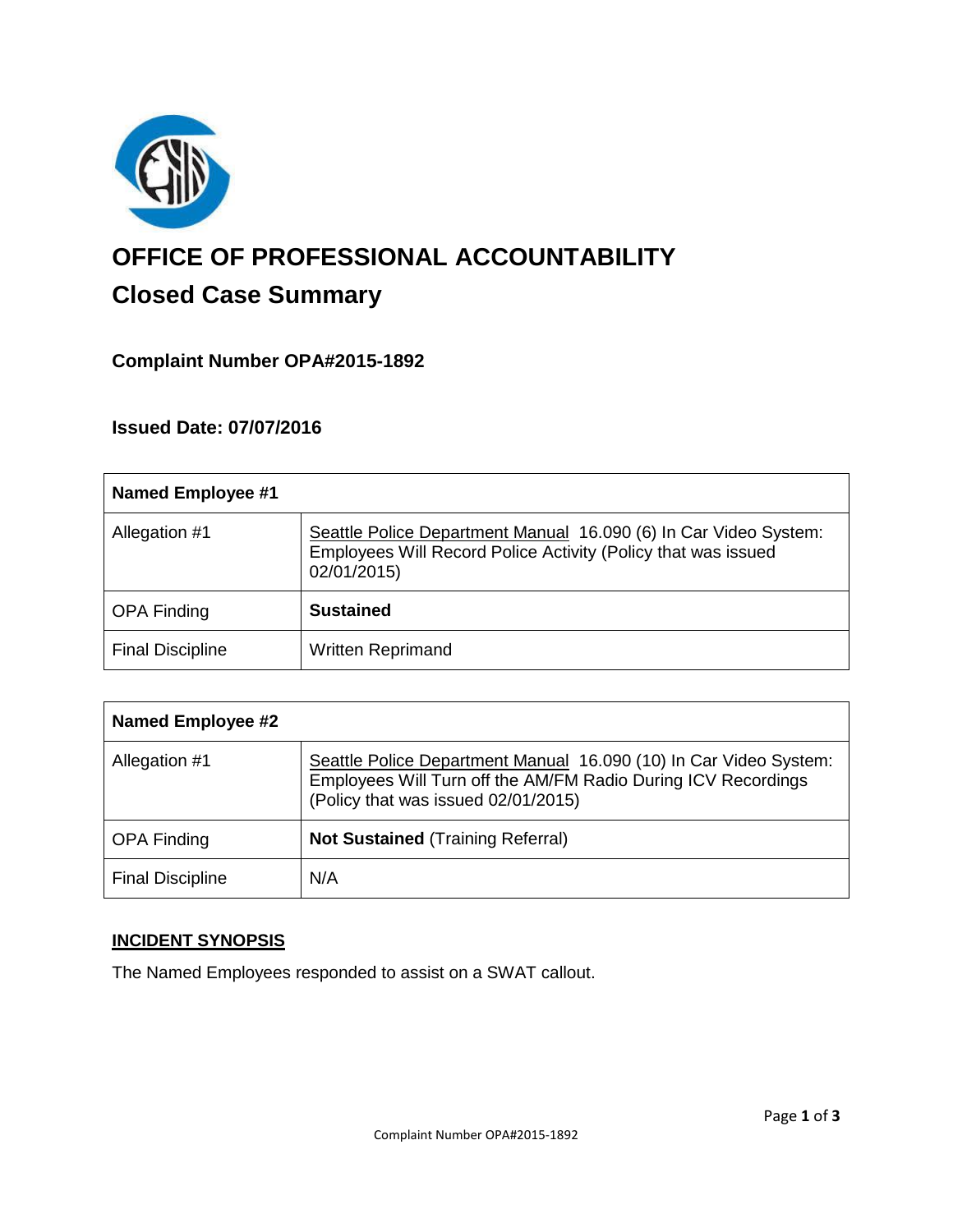# OFFICE OF PROFESSIONAL ACCOUNTABILITY

## Closed Case Summary

### Complaint Number OPA#2015-1892

### Issued Date: 07/07/2016

| **Named Employee #1** | |
|---|---|
| Allegation #1 | Seattle Police Department Manual 16.090 (6) In Car Video System: Employees Will Record Police Activity (Policy that was issued 02/01/2015) |
| OPA Finding | **Sustained** |
| Final Discipline | Written Reprimand |

| **Named Employee #2** | |
|---|---|
| Allegation #1 | Seattle Police Department Manual 16.090 (10) In Car Video System: Employees Will Turn off the AM/FM Radio During ICV Recordings (Policy that was issued 02/01/2015) |
| OPA Finding | **Not Sustained** (Training Referral) |
| Final Discipline | N/A |

**INCIDENT SYNOPSIS**

The Named Employees responded to assist on a SWAT callout.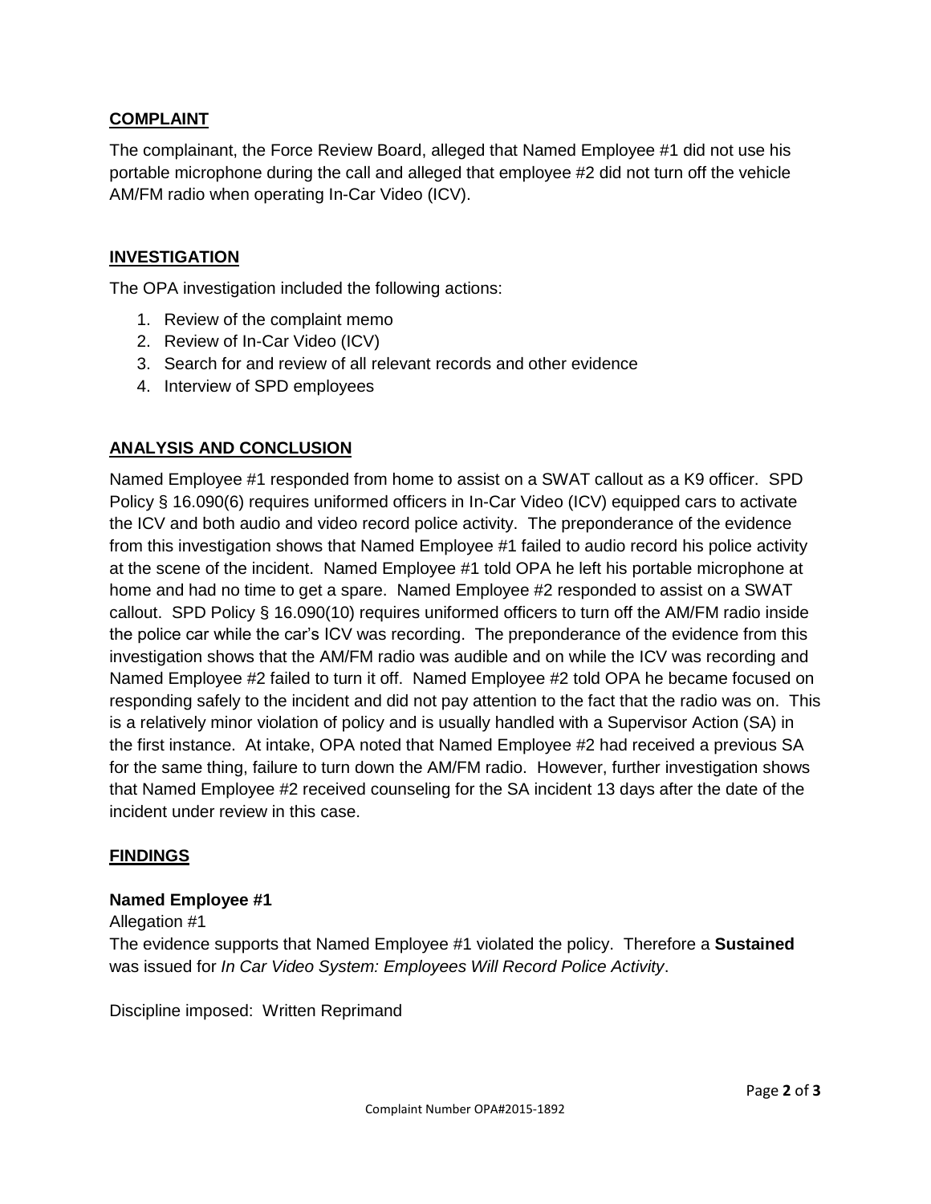## COMPLAINT

The complainant, the Force Review Board, alleged that Named Employee #1 did not use his portable microphone during the call and alleged that employee #2 did not turn off the vehicle AM/FM radio when operating In-Car Video (ICV).

## INVESTIGATION

The OPA investigation included the following actions:

1. Review of the complaint memo
2. Review of In-Car Video (ICV)
3. Search for and review of all relevant records and other evidence
4. Interview of SPD employees

## ANALYSIS AND CONCLUSION

Named Employee #1 responded from home to assist on a SWAT callout as a K9 officer. SPD Policy § 16.090(6) requires uniformed officers in In-Car Video (ICV) equipped cars to activate the ICV and both audio and video record police activity. The preponderance of the evidence from this investigation shows that Named Employee #1 failed to audio record his police activity at the scene of the incident. Named Employee #1 told OPA he left his portable microphone at home and had no time to get a spare. Named Employee #2 responded to assist on a SWAT callout. SPD Policy § 16.090(10) requires uniformed officers to turn off the AM/FM radio inside the police car while the car's ICV was recording. The preponderance of the evidence from this investigation shows that the AM/FM radio was audible and on while the ICV was recording and Named Employee #2 failed to turn it off. Named Employee #2 told OPA he became focused on responding safely to the incident and did not pay attention to the fact that the radio was on. This is a relatively minor violation of policy and is usually handled with a Supervisor Action (SA) in the first instance. At intake, OPA noted that Named Employee #2 had received a previous SA for the same thing, failure to turn down the AM/FM radio. However, further investigation shows that Named Employee #2 received counseling for the SA incident 13 days after the date of the incident under review in this case.

## FINDINGS

### Named Employee #1

Allegation #1

The evidence supports that Named Employee #1 violated the policy. Therefore a **Sustained** was issued for *In Car Video System: Employees Will Record Police Activity*.

Discipline imposed: Written Reprimand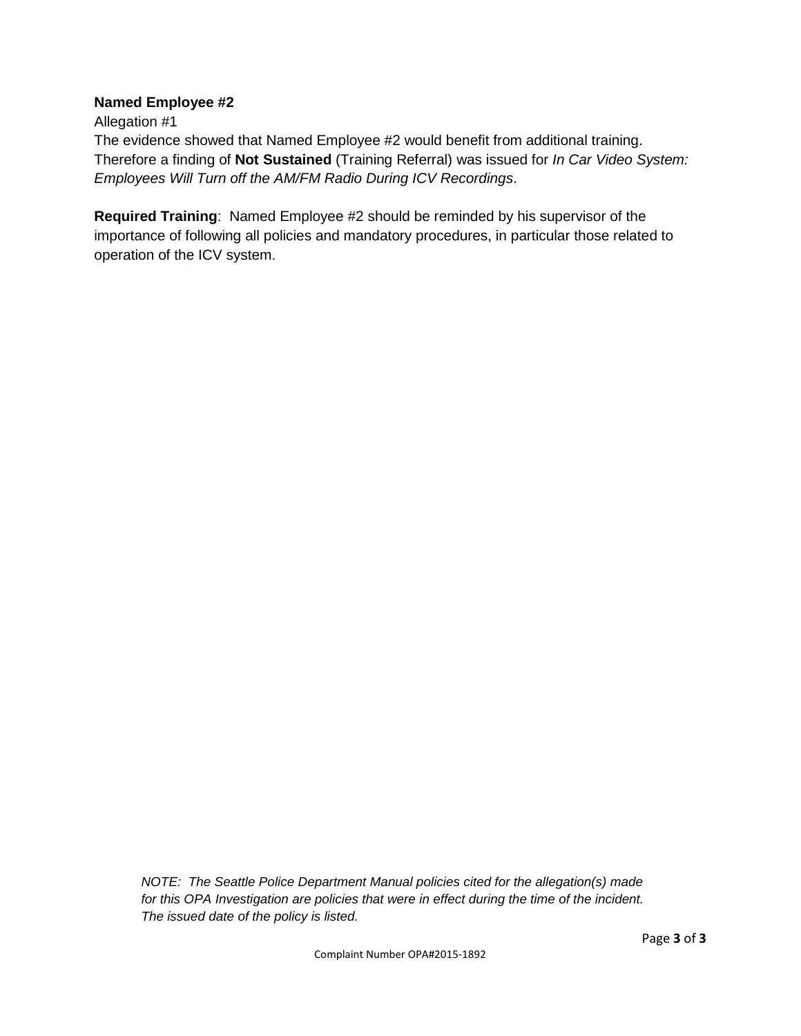**Named Employee #2**

Allegation #1

The evidence showed that Named Employee #2 would benefit from additional training. Therefore a finding of **Not Sustained** (Training Referral) was issued for *In Car Video System: Employees Will Turn off the AM/FM Radio During ICV Recordings*.

**Required Training**: Named Employee #2 should be reminded by his supervisor of the importance of following all policies and mandatory procedures, in particular those related to operation of the ICV system.

*NOTE: The Seattle Police Department Manual policies cited for the allegation(s) made for this OPA Investigation are policies that were in effect during the time of the incident. The issued date of the policy is listed.*

Complaint Number OPA#2015-1892